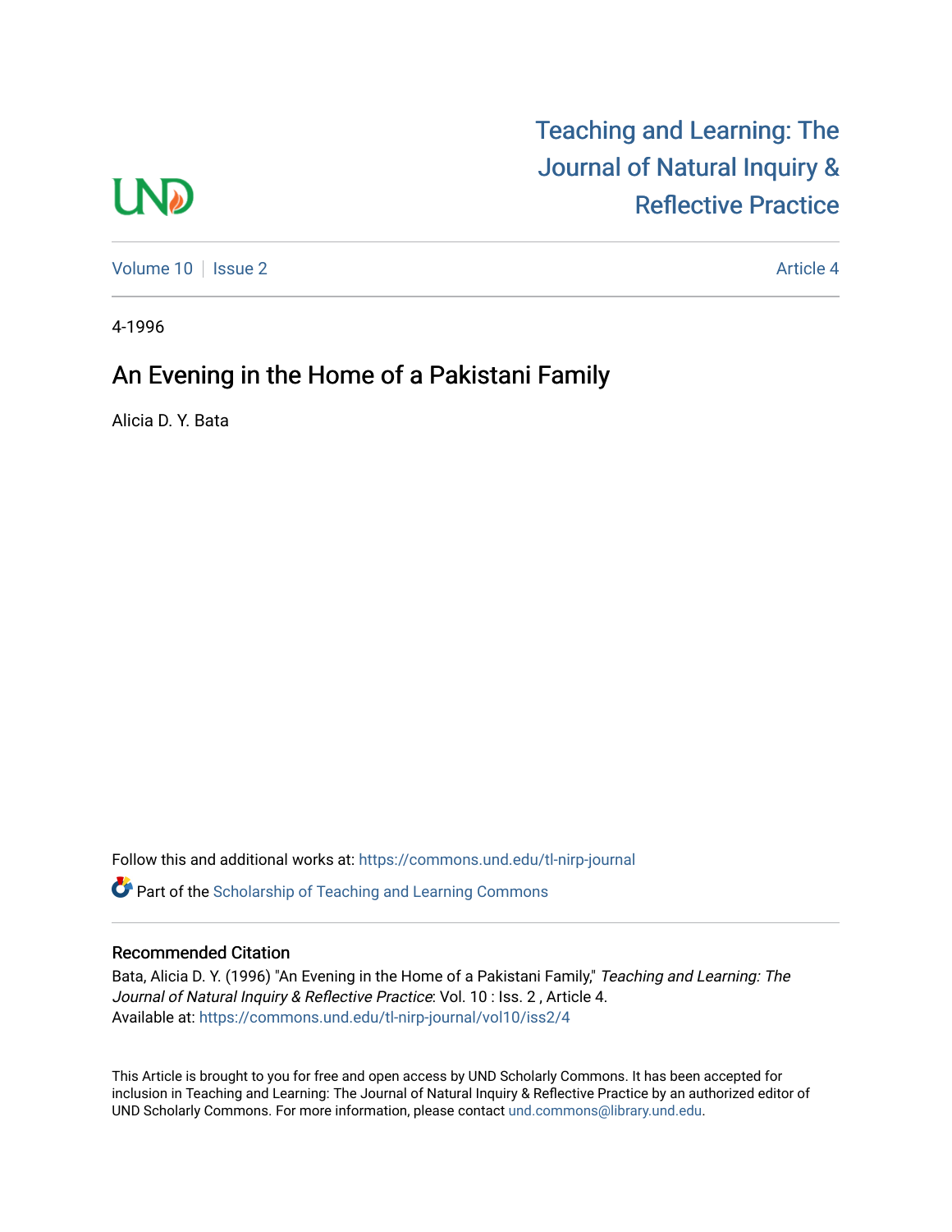# Teaching and Learning: The Journal of Natural Inquiry & Reflective Practice

Volume 10 | Issue 2 | Article 4

4-1996

## An Evening in the Home of a Pakistani Family

Alicia D. Y. Bata

Follow this and additional works at: https://commons.und.edu/tl-nirp-journal

Part of the Scholarship of Teaching and Learning Commons

### Recommended Citation

Bata, Alicia D. Y. (1996) "An Evening in the Home of a Pakistani Family," *Teaching and Learning: The Journal of Natural Inquiry & Reflective Practice*: Vol. 10 : Iss. 2 , Article 4.
Available at: https://commons.und.edu/tl-nirp-journal/vol10/iss2/4

This Article is brought to you for free and open access by UND Scholarly Commons. It has been accepted for inclusion in Teaching and Learning: The Journal of Natural Inquiry & Reflective Practice by an authorized editor of UND Scholarly Commons. For more information, please contact und.commons@library.und.edu.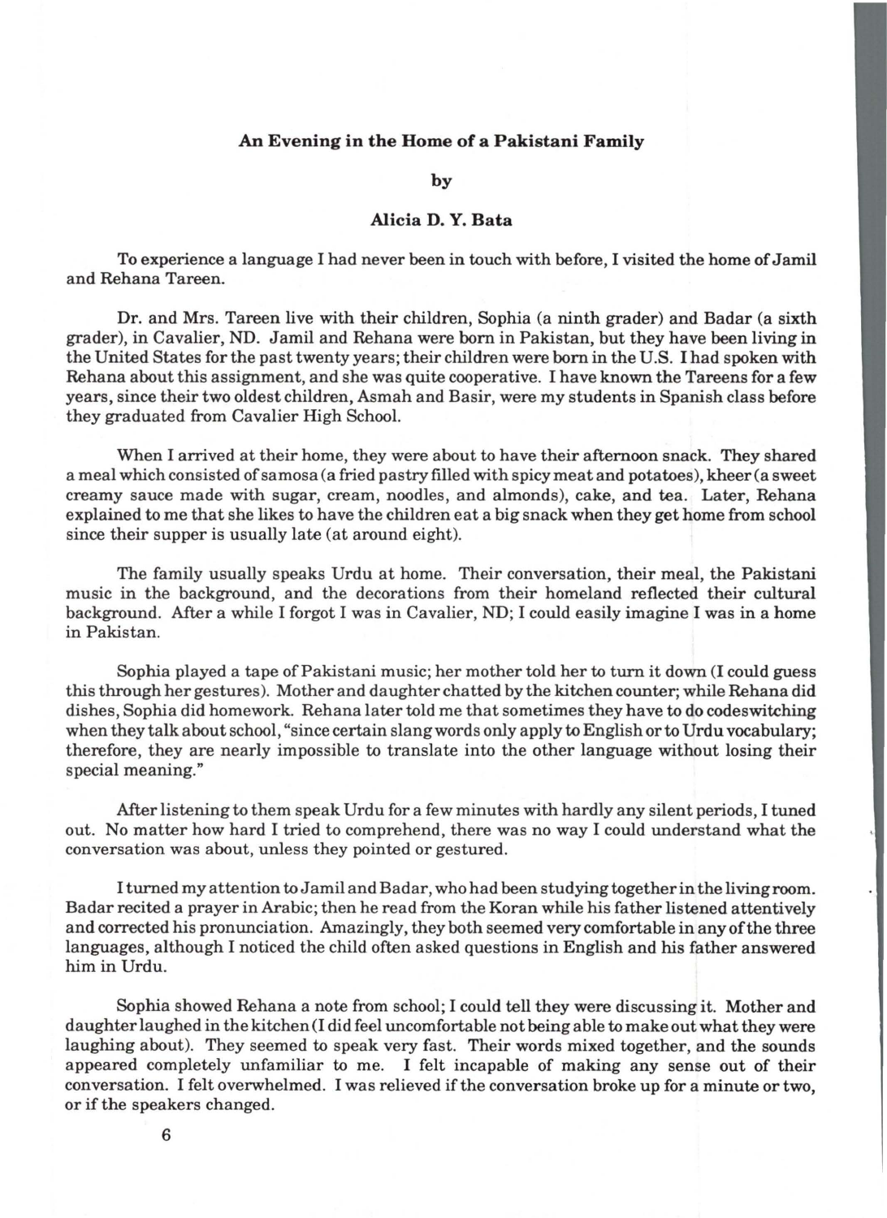## An Evening in the Home of a Pakistani Family

**by**

**Alicia D. Y. Bata**

To experience a language I had never been in touch with before, I visited the home of Jamil and Rehana Tareen.

Dr. and Mrs. Tareen live with their children, Sophia (a ninth grader) and Badar (a sixth grader), in Cavalier, ND. Jamil and Rehana were born in Pakistan, but they have been living in the United States for the past twenty years; their children were born in the U.S. I had spoken with Rehana about this assignment, and she was quite cooperative. I have known the Tareens for a few years, since their two oldest children, Asmah and Basir, were my students in Spanish class before they graduated from Cavalier High School.

When I arrived at their home, they were about to have their afternoon snack. They shared a meal which consisted of samosa (a fried pastry filled with spicy meat and potatoes), kheer (a sweet creamy sauce made with sugar, cream, noodles, and almonds), cake, and tea. Later, Rehana explained to me that she likes to have the children eat a big snack when they get home from school since their supper is usually late (at around eight).

The family usually speaks Urdu at home. Their conversation, their meal, the Pakistani music in the background, and the decorations from their homeland reflected their cultural background. After a while I forgot I was in Cavalier, ND; I could easily imagine I was in a home in Pakistan.

Sophia played a tape of Pakistani music; her mother told her to turn it down (I could guess this through her gestures). Mother and daughter chatted by the kitchen counter; while Rehana did dishes, Sophia did homework. Rehana later told me that sometimes they have to do codeswitching when they talk about school, "since certain slang words only apply to English or to Urdu vocabulary; therefore, they are nearly impossible to translate into the other language without losing their special meaning."

After listening to them speak Urdu for a few minutes with hardly any silent periods, I tuned out. No matter how hard I tried to comprehend, there was no way I could understand what the conversation was about, unless they pointed or gestured.

I turned my attention to Jamil and Badar, who had been studying together in the living room. Badar recited a prayer in Arabic; then he read from the Koran while his father listened attentively and corrected his pronunciation. Amazingly, they both seemed very comfortable in any of the three languages, although I noticed the child often asked questions in English and his father answered him in Urdu.

Sophia showed Rehana a note from school; I could tell they were discussing it. Mother and daughter laughed in the kitchen (I did feel uncomfortable not being able to make out what they were laughing about). They seemed to speak very fast. Their words mixed together, and the sounds appeared completely unfamiliar to me. I felt incapable of making any sense out of their conversation. I felt overwhelmed. I was relieved if the conversation broke up for a minute or two, or if the speakers changed.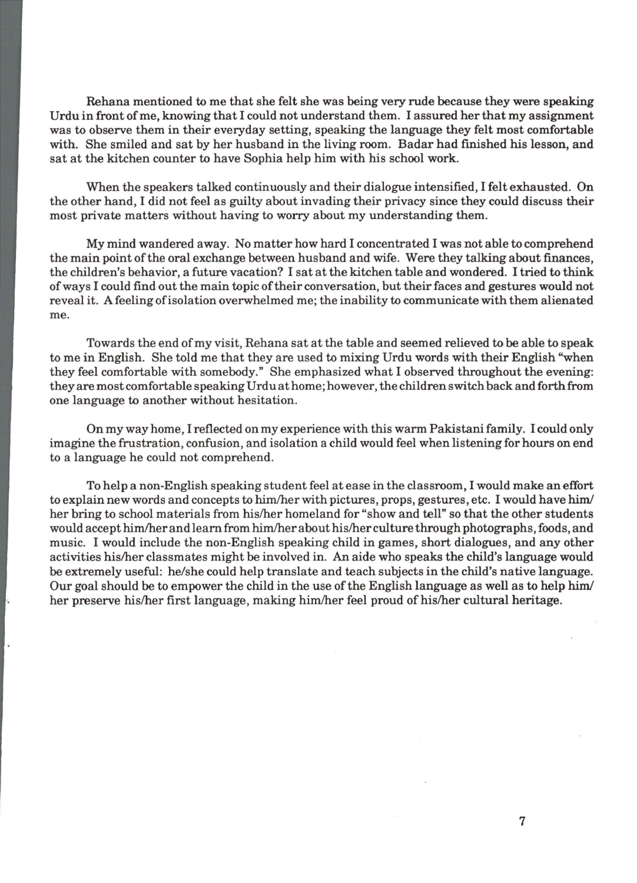Rehana mentioned to me that she felt she was being very rude because they were speaking Urdu in front of me, knowing that I could not understand them. I assured her that my assignment was to observe them in their everyday setting, speaking the language they felt most comfortable with. She smiled and sat by her husband in the living room. Badar had finished his lesson, and sat at the kitchen counter to have Sophia help him with his school work.

When the speakers talked continuously and their dialogue intensified, I felt exhausted. On the other hand, I did not feel as guilty about invading their privacy since they could discuss their most private matters without having to worry about my understanding them.

My mind wandered away. No matter how hard I concentrated I was not able to comprehend the main point of the oral exchange between husband and wife. Were they talking about finances, the children's behavior, a future vacation? I sat at the kitchen table and wondered. I tried to think of ways I could find out the main topic of their conversation, but their faces and gestures would not reveal it. A feeling of isolation overwhelmed me; the inability to communicate with them alienated me.

Towards the end of my visit, Rehana sat at the table and seemed relieved to be able to speak to me in English. She told me that they are used to mixing Urdu words with their English "when they feel comfortable with somebody." She emphasized what I observed throughout the evening: they are most comfortable speaking Urdu at home; however, the children switch back and forth from one language to another without hesitation.

On my way home, I reflected on my experience with this warm Pakistani family. I could only imagine the frustration, confusion, and isolation a child would feel when listening for hours on end to a language he could not comprehend.

To help a non-English speaking student feel at ease in the classroom, I would make an effort to explain new words and concepts to him/her with pictures, props, gestures, etc. I would have him/her bring to school materials from his/her homeland for "show and tell" so that the other students would accept him/her and learn from him/her about his/her culture through photographs, foods, and music. I would include the non-English speaking child in games, short dialogues, and any other activities his/her classmates might be involved in. An aide who speaks the child's language would be extremely useful: he/she could help translate and teach subjects in the child's native language. Our goal should be to empower the child in the use of the English language as well as to help him/her preserve his/her first language, making him/her feel proud of his/her cultural heritage.